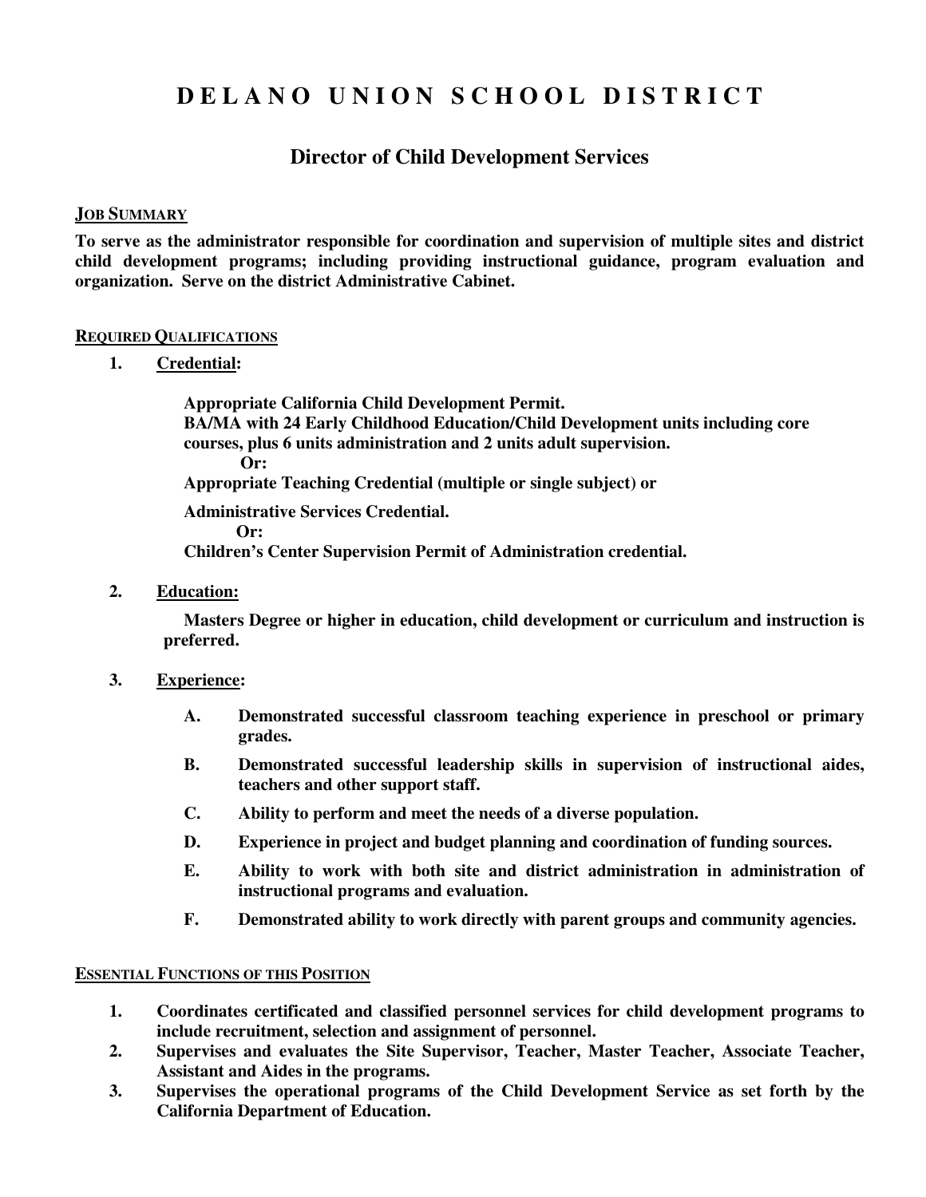# DELANO UNION SCHOOL DISTRICT

## Director of Child Development Services

**JOB SUMMARY**

**To serve as the administrator responsible for coordination and supervision of multiple sites and district child development programs; including providing instructional guidance, program evaluation and organization. Serve on the district Administrative Cabinet.**

**REQUIRED QUALIFICATIONS**

1. **Credential:**

   **Appropriate California Child Development Permit.**
   **BA/MA with 24 Early Childhood Education/Child Development units including core courses, plus 6 units administration and 2 units adult supervision.**
   **Or:**
   **Appropriate Teaching Credential (multiple or single subject) or**

   **Administrative Services Credential.**
   **Or:**
   **Children's Center Supervision Permit of Administration credential.**

2. **Education:**

   **Masters Degree or higher in education, child development or curriculum and instruction is preferred.**

3. **Experience:**

   A. **Demonstrated successful classroom teaching experience in preschool or primary grades.**
   B. **Demonstrated successful leadership skills in supervision of instructional aides, teachers and other support staff.**
   C. **Ability to perform and meet the needs of a diverse population.**
   D. **Experience in project and budget planning and coordination of funding sources.**
   E. **Ability to work with both site and district administration in administration of instructional programs and evaluation.**
   F. **Demonstrated ability to work directly with parent groups and community agencies.**

**ESSENTIAL FUNCTIONS OF THIS POSITION**

1. **Coordinates certificated and classified personnel services for child development programs to include recruitment, selection and assignment of personnel.**
2. **Supervises and evaluates the Site Supervisor, Teacher, Master Teacher, Associate Teacher, Assistant and Aides in the programs.**
3. **Supervises the operational programs of the Child Development Service as set forth by the California Department of Education.**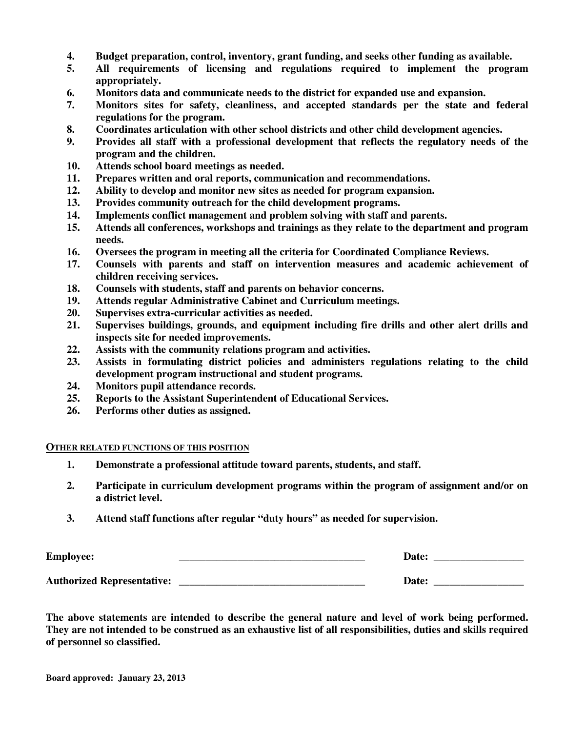4. **Budget preparation, control, inventory, grant funding, and seeks other funding as available.**
5. **All requirements of licensing and regulations required to implement the program appropriately.**
6. **Monitors data and communicate needs to the district for expanded use and expansion.**
7. **Monitors sites for safety, cleanliness, and accepted standards per the state and federal regulations for the program.**
8. **Coordinates articulation with other school districts and other child development agencies.**
9. **Provides all staff with a professional development that reflects the regulatory needs of the program and the children.**
10. **Attends school board meetings as needed.**
11. **Prepares written and oral reports, communication and recommendations.**
12. **Ability to develop and monitor new sites as needed for program expansion.**
13. **Provides community outreach for the child development programs.**
14. **Implements conflict management and problem solving with staff and parents.**
15. **Attends all conferences, workshops and trainings as they relate to the department and program needs.**
16. **Oversees the program in meeting all the criteria for Coordinated Compliance Reviews.**
17. **Counsels with parents and staff on intervention measures and academic achievement of children receiving services.**
18. **Counsels with students, staff and parents on behavior concerns.**
19. **Attends regular Administrative Cabinet and Curriculum meetings.**
20. **Supervises extra-curricular activities as needed.**
21. **Supervises buildings, grounds, and equipment including fire drills and other alert drills and inspects site for needed improvements.**
22. **Assists with the community relations program and activities.**
23. **Assists in formulating district policies and administers regulations relating to the child development program instructional and student programs.**
24. **Monitors pupil attendance records.**
25. **Reports to the Assistant Superintendent of Educational Services.**
26. **Performs other duties as assigned.**

**OTHER RELATED FUNCTIONS OF THIS POSITION**

1. **Demonstrate a professional attitude toward parents, students, and staff.**

2. **Participate in curriculum development programs within the program of assignment and/or on a district level.**

3. **Attend staff functions after regular "duty hours" as needed for supervision.**

**Employee:** ____________________________________ **Date:** _________________

**Authorized Representative:** ____________________________________ **Date:** _________________

**The above statements are intended to describe the general nature and level of work being performed. They are not intended to be construed as an exhaustive list of all responsibilities, duties and skills required of personnel so classified.**

**Board approved: January 23, 2013**